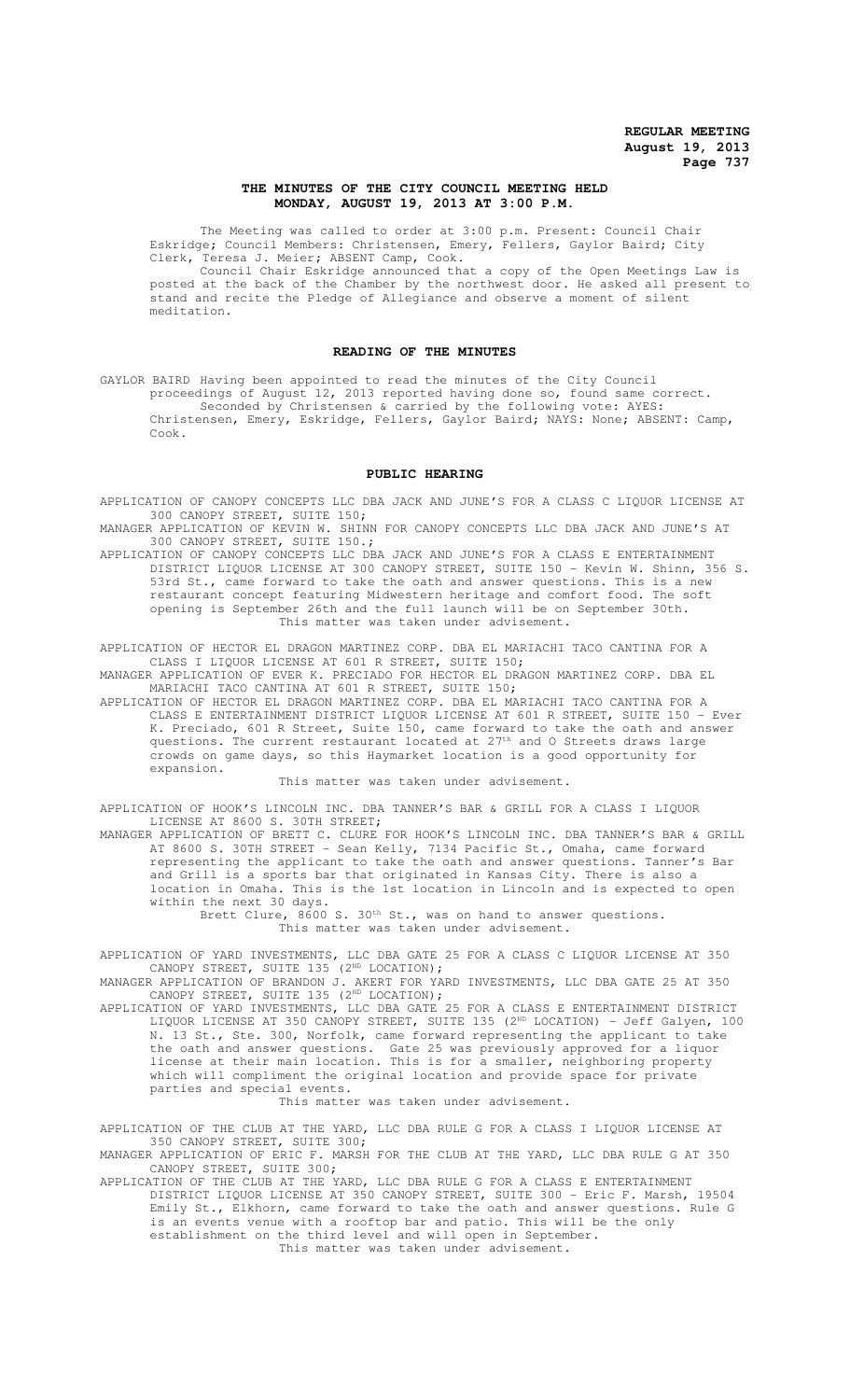# THE MINUTES OF THE CITY COUNCIL MEETING HELD MONDAY, AUGUST 19, 2013 AT 3:00 P.M.

The Meeting was called to order at 3:00 p.m. Present: Council Chair Eskridge; Council Members: Christensen, Emery, Fellers, Gaylor Baird; City Clerk, Teresa J. Meier; ABSENT Camp, Cook.

Council Chair Eskridge announced that a copy of the Open Meetings Law is posted at the back of the Chamber by the northwest door. He asked all present to stand and recite the Pledge of Allegiance and observe a moment of silent meditation.

## READING OF THE MINUTES

GAYLOR BAIRD Having been appointed to read the minutes of the City Council proceedings of August 12, 2013 reported having done so, found same correct.

Seconded by Christensen & carried by the following vote: AYES: Christensen, Emery, Eskridge, Fellers, Gaylor Baird; NAYS: None; ABSENT: Camp, Cook.

## PUBLIC HEARING

APPLICATION OF CANOPY CONCEPTS LLC DBA JACK AND JUNE'S FOR A CLASS C LIQUOR LICENSE AT 300 CANOPY STREET, SUITE 150;

MANAGER APPLICATION OF KEVIN W. SHINN FOR CANOPY CONCEPTS LLC DBA JACK AND JUNE'S AT 300 CANOPY STREET, SUITE 150.;

APPLICATION OF CANOPY CONCEPTS LLC DBA JACK AND JUNE'S FOR A CLASS E ENTERTAINMENT DISTRICT LIQUOR LICENSE AT 300 CANOPY STREET, SUITE 150 - Kevin W. Shinn, 356 S. 53rd St., came forward to take the oath and answer questions. This is a new restaurant concept featuring Midwestern heritage and comfort food. The soft opening is September 26th and the full launch will be on September 30th.

This matter was taken under advisement.

APPLICATION OF HECTOR EL DRAGON MARTINEZ CORP. DBA EL MARIACHI TACO CANTINA FOR A CLASS I LIQUOR LICENSE AT 601 R STREET, SUITE 150;

MANAGER APPLICATION OF EVER K. PRECIADO FOR HECTOR EL DRAGON MARTINEZ CORP. DBA EL MARIACHI TACO CANTINA AT 601 R STREET, SUITE 150;

APPLICATION OF HECTOR EL DRAGON MARTINEZ CORP. DBA EL MARIACHI TACO CANTINA FOR A CLASS E ENTERTAINMENT DISTRICT LIQUOR LICENSE AT 601 R STREET, SUITE 150 - Ever K. Preciado, 601 R Street, Suite 150, came forward to take the oath and answer questions. The current restaurant located at 27th and O Streets draws large crowds on game days, so this Haymarket location is a good opportunity for expansion.

This matter was taken under advisement.

APPLICATION OF HOOK'S LINCOLN INC. DBA TANNER'S BAR & GRILL FOR A CLASS I LIQUOR LICENSE AT 8600 S. 30TH STREET;

MANAGER APPLICATION OF BRETT C. CLURE FOR HOOK'S LINCOLN INC. DBA TANNER'S BAR & GRILL AT 8600 S. 30TH STREET - Sean Kelly, 7134 Pacific St., Omaha, came forward representing the applicant to take the oath and answer questions. Tanner's Bar and Grill is a sports bar that originated in Kansas City. There is also a location in Omaha. This is the 1st location in Lincoln and is expected to open within the next 30 days.

Brett Clure, 8600 S. 30th St., was on hand to answer questions.

This matter was taken under advisement.

APPLICATION OF YARD INVESTMENTS, LLC DBA GATE 25 FOR A CLASS C LIQUOR LICENSE AT 350 CANOPY STREET, SUITE 135 (2ND LOCATION);

MANAGER APPLICATION OF BRANDON J. AKERT FOR YARD INVESTMENTS, LLC DBA GATE 25 AT 350 CANOPY STREET, SUITE 135 (2ND LOCATION);

APPLICATION OF YARD INVESTMENTS, LLC DBA GATE 25 FOR A CLASS E ENTERTAINMENT DISTRICT LIQUOR LICENSE AT 350 CANOPY STREET, SUITE 135 (2ND LOCATION) - Jeff Galyen, 100 N. 13 St., Ste. 300, Norfolk, came forward representing the applicant to take the oath and answer questions. Gate 25 was previously approved for a liquor license at their main location. This is for a smaller, neighboring property which will compliment the original location and provide space for private parties and special events.

This matter was taken under advisement.

APPLICATION OF THE CLUB AT THE YARD, LLC DBA RULE G FOR A CLASS I LIQUOR LICENSE AT 350 CANOPY STREET, SUITE 300;

MANAGER APPLICATION OF ERIC F. MARSH FOR THE CLUB AT THE YARD, LLC DBA RULE G AT 350 CANOPY STREET, SUITE 300;

APPLICATION OF THE CLUB AT THE YARD, LLC DBA RULE G FOR A CLASS E ENTERTAINMENT DISTRICT LIQUOR LICENSE AT 350 CANOPY STREET, SUITE 300 - Eric F. Marsh, 19504 Emily St., Elkhorn, came forward to take the oath and answer questions. Rule G is an events venue with a rooftop bar and patio. This will be the only establishment on the third level and will open in September.

This matter was taken under advisement.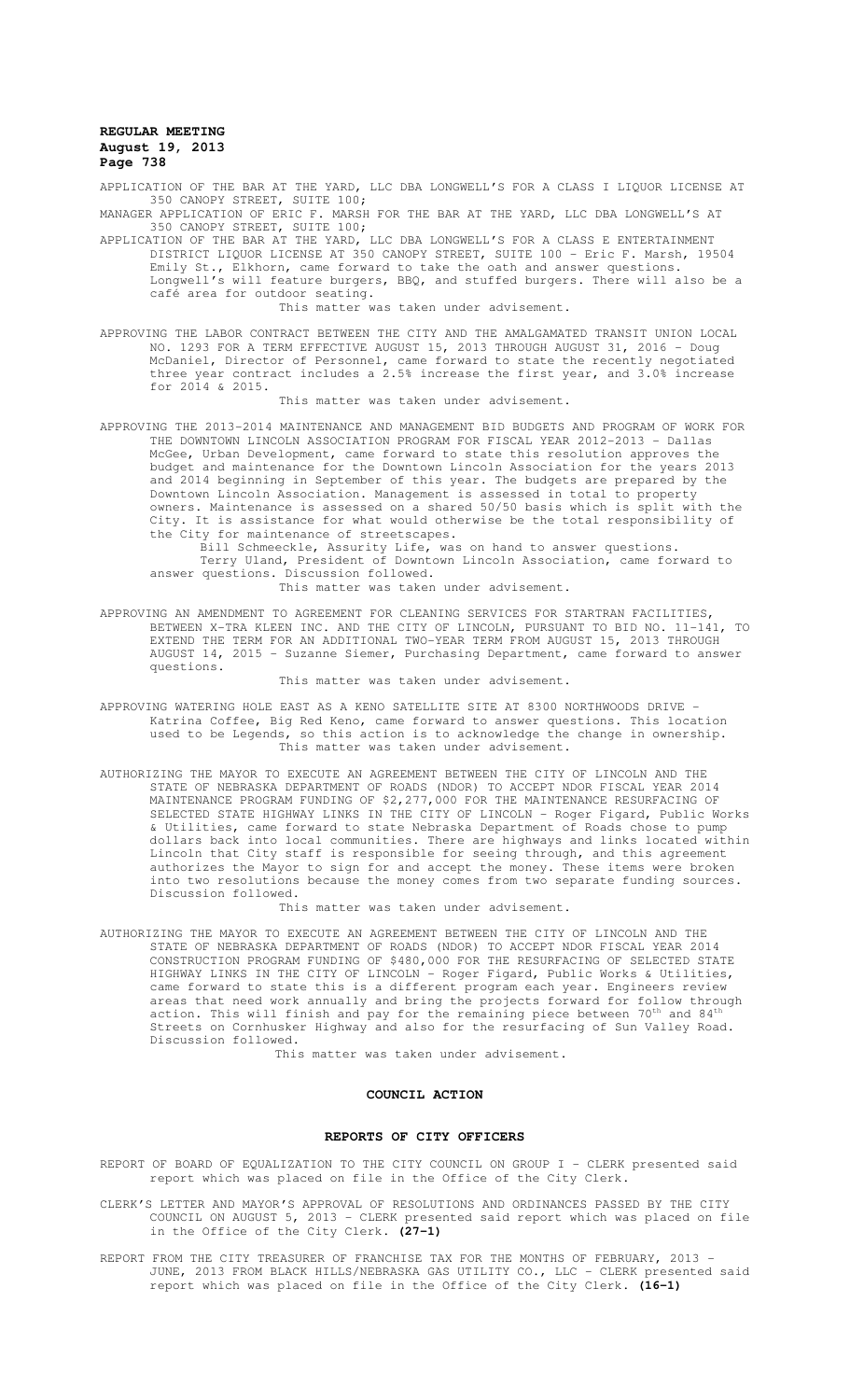APPLICATION OF THE BAR AT THE YARD, LLC DBA LONGWELL'S FOR A CLASS I LIQUOR LICENSE AT 350 CANOPY STREET, SUITE 100;

MANAGER APPLICATION OF ERIC F. MARSH FOR THE BAR AT THE YARD, LLC DBA LONGWELL'S AT 350 CANOPY STREET, SUITE 100;

APPLICATION OF THE BAR AT THE YARD, LLC DBA LONGWELL'S FOR A CLASS E ENTERTAINMENT DISTRICT LIQUOR LICENSE AT 350 CANOPY STREET, SUITE 100 - Eric F. Marsh, 19504 Emily St., Elkhorn, came forward to take the oath and answer questions. Longwell's will feature burgers, BBQ, and stuffed burgers. There will also be a café area for outdoor seating.

This matter was taken under advisement.

APPROVING THE LABOR CONTRACT BETWEEN THE CITY AND THE AMALGAMATED TRANSIT UNION LOCAL NO. 1293 FOR A TERM EFFECTIVE AUGUST 15, 2013 THROUGH AUGUST 31, 2016 - Doug McDaniel, Director of Personnel, came forward to state the recently negotiated three year contract includes a 2.5% increase the first year, and 3.0% increase for 2014 & 2015.

This matter was taken under advisement.

APPROVING THE 2013-2014 MAINTENANCE AND MANAGEMENT BID BUDGETS AND PROGRAM OF WORK FOR THE DOWNTOWN LINCOLN ASSOCIATION PROGRAM FOR FISCAL YEAR 2012-2013 - Dallas McGee, Urban Development, came forward to state this resolution approves the budget and maintenance for the Downtown Lincoln Association for the years 2013 and 2014 beginning in September of this year. The budgets are prepared by the Downtown Lincoln Association. Management is assessed in total to property owners. Maintenance is assessed on a shared 50/50 basis which is split with the City. It is assistance for what would otherwise be the total responsibility of the City for maintenance of streetscapes.

Bill Schmeeckle, Assurity Life, was on hand to answer questions.

Terry Uland, President of Downtown Lincoln Association, came forward to answer questions. Discussion followed.

This matter was taken under advisement.

APPROVING AN AMENDMENT TO AGREEMENT FOR CLEANING SERVICES FOR STARTRAN FACILITIES, BETWEEN X-TRA KLEEN INC. AND THE CITY OF LINCOLN, PURSUANT TO BID NO. 11-141, TO EXTEND THE TERM FOR AN ADDITIONAL TWO-YEAR TERM FROM AUGUST 15, 2013 THROUGH AUGUST 14, 2015 - Suzanne Siemer, Purchasing Department, came forward to answer questions.

This matter was taken under advisement.

APPROVING WATERING HOLE EAST AS A KENO SATELLITE SITE AT 8300 NORTHWOODS DRIVE - Katrina Coffee, Big Red Keno, came forward to answer questions. This location used to be Legends, so this action is to acknowledge the change in ownership.

This matter was taken under advisement.

AUTHORIZING THE MAYOR TO EXECUTE AN AGREEMENT BETWEEN THE CITY OF LINCOLN AND THE STATE OF NEBRASKA DEPARTMENT OF ROADS (NDOR) TO ACCEPT NDOR FISCAL YEAR 2014 MAINTENANCE PROGRAM FUNDING OF $2,277,000 FOR THE MAINTENANCE RESURFACING OF SELECTED STATE HIGHWAY LINKS IN THE CITY OF LINCOLN - Roger Figard, Public Works & Utilities, came forward to state Nebraska Department of Roads chose to pump dollars back into local communities. There are highways and links located within Lincoln that City staff is responsible for seeing through, and this agreement authorizes the Mayor to sign for and accept the money. These items were broken into two resolutions because the money comes from two separate funding sources. Discussion followed.

This matter was taken under advisement.

AUTHORIZING THE MAYOR TO EXECUTE AN AGREEMENT BETWEEN THE CITY OF LINCOLN AND THE STATE OF NEBRASKA DEPARTMENT OF ROADS (NDOR) TO ACCEPT NDOR FISCAL YEAR 2014 CONSTRUCTION PROGRAM FUNDING OF $480,000 FOR THE RESURFACING OF SELECTED STATE HIGHWAY LINKS IN THE CITY OF LINCOLN - Roger Figard, Public Works & Utilities, came forward to state this is a different program each year. Engineers review areas that need work annually and bring the projects forward for follow through action. This will finish and pay for the remaining piece between 70th and 84th Streets on Cornhusker Highway and also for the resurfacing of Sun Valley Road. Discussion followed.

This matter was taken under advisement.

## COUNCIL ACTION

### REPORTS OF CITY OFFICERS

REPORT OF BOARD OF EQUALIZATION TO THE CITY COUNCIL ON GROUP I - CLERK presented said report which was placed on file in the Office of the City Clerk.

CLERK'S LETTER AND MAYOR'S APPROVAL OF RESOLUTIONS AND ORDINANCES PASSED BY THE CITY COUNCIL ON AUGUST 5, 2013 - CLERK presented said report which was placed on file in the Office of the City Clerk. **(27-1)**

REPORT FROM THE CITY TREASURER OF FRANCHISE TAX FOR THE MONTHS OF FEBRUARY, 2013 - JUNE, 2013 FROM BLACK HILLS/NEBRASKA GAS UTILITY CO., LLC - CLERK presented said report which was placed on file in the Office of the City Clerk. **(16-1)**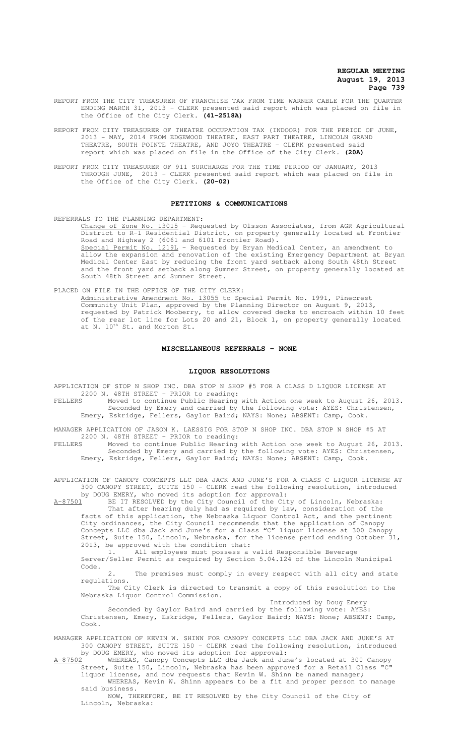REPORT FROM THE CITY TREASURER OF FRANCHISE TAX FROM TIME WARNER CABLE FOR THE QUARTER ENDING MARCH 31, 2013 - CLERK presented said report which was placed on file in the Office of the City Clerk. **(41-2518A)**

REPORT FROM CITY TREASURER OF THEATRE OCCUPATION TAX (INDOOR) FOR THE PERIOD OF JUNE, 2013 - MAY, 2014 FROM EDGEWOOD THEATRE, EAST PART THEATRE, LINCOLN GRAND THEATRE, SOUTH POINTE THEATRE, AND JOYO THEATRE - CLERK presented said report which was placed on file in the Office of the City Clerk. **(20A)**

REPORT FROM CITY TREASURER OF 911 SURCHARGE FOR THE TIME PERIOD OF JANUARY, 2013 THROUGH JUNE, 2013 - CLERK presented said report which was placed on file in the Office of the City Clerk. **(20-02)**

## PETITIONS & COMMUNICATIONS

REFERRALS TO THE PLANNING DEPARTMENT:

Change of Zone No. 13015 - Requested by Olsson Associates, from AGR Agricultural District to R-1 Residential District, on property generally located at Frontier Road and Highway 2 (6061 and 6101 Frontier Road).

Special Permit No. 1219L - Requested by Bryan Medical Center, an amendment to allow the expansion and renovation of the existing Emergency Department at Bryan Medical Center East by reducing the front yard setback along South 48th Street and the front yard setback along Sumner Street, on property generally located at South 48th Street and Sumner Street.

PLACED ON FILE IN THE OFFICE OF THE CITY CLERK:

Administrative Amendment No. 13055 to Special Permit No. 1991, Pinecrest Community Unit Plan, approved by the Planning Director on August 9, 2013, requested by Patrick Mooberry, to allow covered decks to encroach within 10 feet of the rear lot line for Lots 20 and 21, Block 1, on property generally located at N. 10th St. and Morton St.

## MISCELLANEOUS REFERRALS - NONE

## LIQUOR RESOLUTIONS

APPLICATION OF STOP N SHOP INC. DBA STOP N SHOP #5 FOR A CLASS D LIQUOR LICENSE AT 2200 N. 48TH STREET - PRIOR to reading:

FELLERS Moved to continue Public Hearing with Action one week to August 26, 2013. Seconded by Emery and carried by the following vote: AYES: Christensen, Emery, Eskridge, Fellers, Gaylor Baird; NAYS: None; ABSENT: Camp, Cook.

MANAGER APPLICATION OF JASON K. LAESSIG FOR STOP N SHOP INC. DBA STOP N SHOP #5 AT 2200 N. 48TH STREET - PRIOR to reading:

FELLERS Moved to continue Public Hearing with Action one week to August 26, 2013. Seconded by Emery and carried by the following vote: AYES: Christensen, Emery, Eskridge, Fellers, Gaylor Baird; NAYS: None; ABSENT: Camp, Cook.

APPLICATION OF CANOPY CONCEPTS LLC DBA JACK AND JUNE'S FOR A CLASS C LIQUOR LICENSE AT 300 CANOPY STREET, SUITE 150 - CLERK read the following resolution, introduced by DOUG EMERY, who moved its adoption for approval:

A-87501 BE IT RESOLVED by the City Council of the City of Lincoln, Nebraska:

That after hearing duly had as required by law, consideration of the facts of this application, the Nebraska Liquor Control Act, and the pertinent City ordinances, the City Council recommends that the application of Canopy Concepts LLC dba Jack and June's for a Class "C" liquor license at 300 Canopy Street, Suite 150, Lincoln, Nebraska, for the license period ending October 31, 2013, be approved with the condition that:

1. All employees must possess a valid Responsible Beverage Server/Seller Permit as required by Section 5.04.124 of the Lincoln Municipal Code.
2. The premises must comply in every respect with all city and state regulations.

The City Clerk is directed to transmit a copy of this resolution to the Nebraska Liquor Control Commission.

Introduced by Doug Emery

Seconded by Gaylor Baird and carried by the following vote: AYES: Christensen, Emery, Eskridge, Fellers, Gaylor Baird; NAYS: None; ABSENT: Camp, Cook.

MANAGER APPLICATION OF KEVIN W. SHINN FOR CANOPY CONCEPTS LLC DBA JACK AND JUNE'S AT 300 CANOPY STREET, SUITE 150 - CLERK read the following resolution, introduced by DOUG EMERY, who moved its adoption for approval:

A-87502 WHEREAS, Canopy Concepts LLC dba Jack and June's located at 300 Canopy Street, Suite 150, Lincoln, Nebraska has been approved for a Retail Class "C" liquor license, and now requests that Kevin W. Shinn be named manager;

WHEREAS, Kevin W. Shinn appears to be a fit and proper person to manage said business.

NOW, THEREFORE, BE IT RESOLVED by the City Council of the City of Lincoln, Nebraska: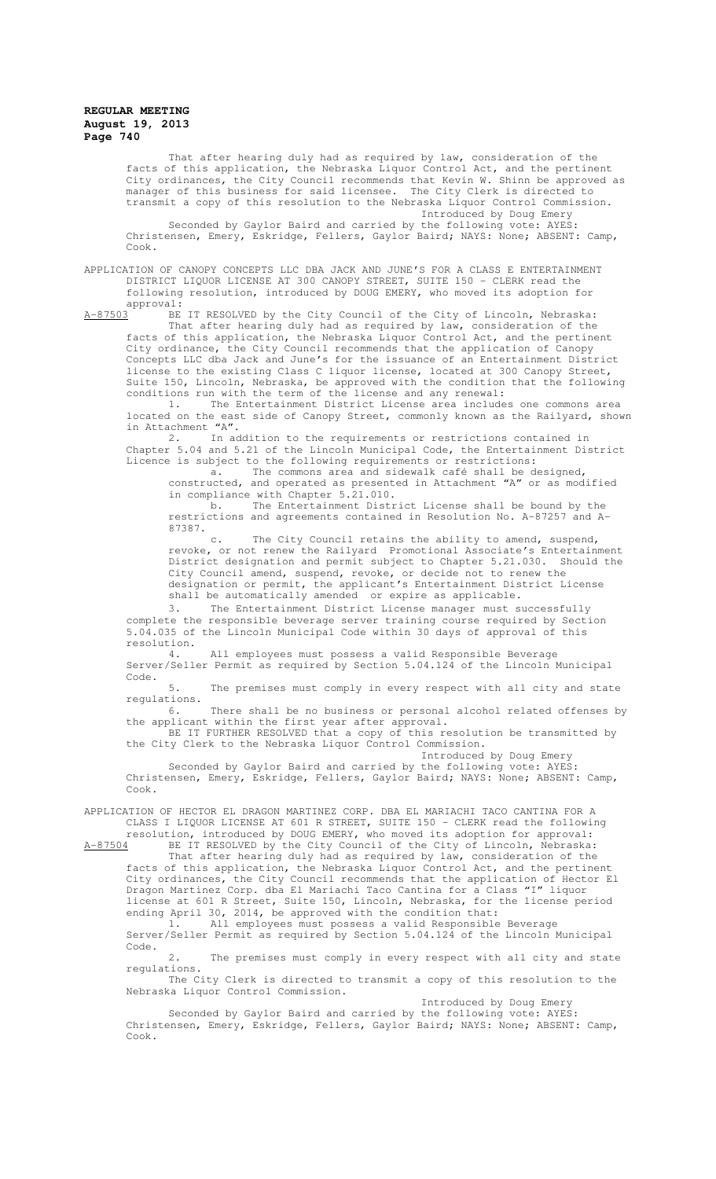That after hearing duly had as required by law, consideration of the facts of this application, the Nebraska Liquor Control Act, and the pertinent City ordinances, the City Council recommends that Kevin W. Shinn be approved as manager of this business for said licensee. The City Clerk is directed to transmit a copy of this resolution to the Nebraska Liquor Control Commission.

Introduced by Doug Emery

Seconded by Gaylor Baird and carried by the following vote: AYES: Christensen, Emery, Eskridge, Fellers, Gaylor Baird; NAYS: None; ABSENT: Camp, Cook.

APPLICATION OF CANOPY CONCEPTS LLC DBA JACK AND JUNE'S FOR A CLASS E ENTERTAINMENT DISTRICT LIQUOR LICENSE AT 300 CANOPY STREET, SUITE 150 - CLERK read the following resolution, introduced by DOUG EMERY, who moved its adoption for approval:

A-87503 BE IT RESOLVED by the City Council of the City of Lincoln, Nebraska:

That after hearing duly had as required by law, consideration of the facts of this application, the Nebraska Liquor Control Act, and the pertinent City ordinance, the City Council recommends that the application of Canopy Concepts LLC dba Jack and June's for the issuance of an Entertainment District license to the existing Class C liquor license, located at 300 Canopy Street, Suite 150, Lincoln, Nebraska, be approved with the condition that the following conditions run with the term of the license and any renewal:

1. The Entertainment District License area includes one commons area located on the east side of Canopy Street, commonly known as the Railyard, shown in Attachment "A".

2. In addition to the requirements or restrictions contained in Chapter 5.04 and 5.21 of the Lincoln Municipal Code, the Entertainment District Licence is subject to the following requirements or restrictions:

a. The commons area and sidewalk café shall be designed, constructed, and operated as presented in Attachment "A" or as modified in compliance with Chapter 5.21.010.

b. The Entertainment District License shall be bound by the restrictions and agreements contained in Resolution No. A-87257 and A-87387.

c. The City Council retains the ability to amend, suspend, revoke, or not renew the Railyard Promotional Associate's Entertainment District designation and permit subject to Chapter 5.21.030. Should the City Council amend, suspend, revoke, or decide not to renew the designation or permit, the applicant's Entertainment District License shall be automatically amended or expire as applicable.

3. The Entertainment District License manager must successfully complete the responsible beverage server training course required by Section 5.04.035 of the Lincoln Municipal Code within 30 days of approval of this resolution.

4. All employees must possess a valid Responsible Beverage Server/Seller Permit as required by Section 5.04.124 of the Lincoln Municipal Code.

5. The premises must comply in every respect with all city and state regulations.

6. There shall be no business or personal alcohol related offenses by the applicant within the first year after approval.

BE IT FURTHER RESOLVED that a copy of this resolution be transmitted by the City Clerk to the Nebraska Liquor Control Commission.

Introduced by Doug Emery

Seconded by Gaylor Baird and carried by the following vote: AYES: Christensen, Emery, Eskridge, Fellers, Gaylor Baird; NAYS: None; ABSENT: Camp, Cook.

APPLICATION OF HECTOR EL DRAGON MARTINEZ CORP. DBA EL MARIACHI TACO CANTINA FOR A CLASS I LIQUOR LICENSE AT 601 R STREET, SUITE 150 - CLERK read the following resolution, introduced by DOUG EMERY, who moved its adoption for approval:

A-87504 BE IT RESOLVED by the City Council of the City of Lincoln, Nebraska:

That after hearing duly had as required by law, consideration of the facts of this application, the Nebraska Liquor Control Act, and the pertinent City ordinances, the City Council recommends that the application of Hector El Dragon Martinez Corp. dba El Mariachi Taco Cantina for a Class "I" liquor license at 601 R Street, Suite 150, Lincoln, Nebraska, for the license period ending April 30, 2014, be approved with the condition that:

1. All employees must possess a valid Responsible Beverage Server/Seller Permit as required by Section 5.04.124 of the Lincoln Municipal Code.

2. The premises must comply in every respect with all city and state regulations.

The City Clerk is directed to transmit a copy of this resolution to the Nebraska Liquor Control Commission.

Introduced by Doug Emery

Seconded by Gaylor Baird and carried by the following vote: AYES: Christensen, Emery, Eskridge, Fellers, Gaylor Baird; NAYS: None; ABSENT: Camp, Cook.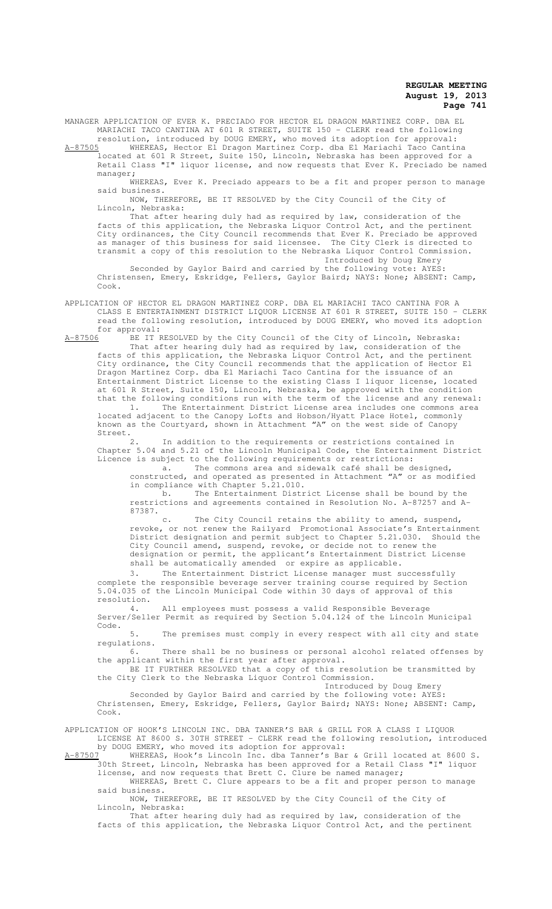MANAGER APPLICATION OF EVER K. PRECIADO FOR HECTOR EL DRAGON MARTINEZ CORP. DBA EL MARIACHI TACO CANTINA AT 601 R STREET, SUITE 150 - CLERK read the following resolution, introduced by DOUG EMERY, who moved its adoption for approval:

A-87505 WHEREAS, Hector El Dragon Martinez Corp. dba El Mariachi Taco Cantina located at 601 R Street, Suite 150, Lincoln, Nebraska has been approved for a Retail Class "I" liquor license, and now requests that Ever K. Preciado be named manager;

WHEREAS, Ever K. Preciado appears to be a fit and proper person to manage said business.

NOW, THEREFORE, BE IT RESOLVED by the City Council of the City of Lincoln, Nebraska:

That after hearing duly had as required by law, consideration of the facts of this application, the Nebraska Liquor Control Act, and the pertinent City ordinances, the City Council recommends that Ever K. Preciado be approved as manager of this business for said licensee. The City Clerk is directed to transmit a copy of this resolution to the Nebraska Liquor Control Commission.

Introduced by Doug Emery

Seconded by Gaylor Baird and carried by the following vote: AYES: Christensen, Emery, Eskridge, Fellers, Gaylor Baird; NAYS: None; ABSENT: Camp, Cook.

APPLICATION OF HECTOR EL DRAGON MARTINEZ CORP. DBA EL MARIACHI TACO CANTINA FOR A CLASS E ENTERTAINMENT DISTRICT LIQUOR LICENSE AT 601 R STREET, SUITE 150 - CLERK read the following resolution, introduced by DOUG EMERY, who moved its adoption for approval:

A-87506 BE IT RESOLVED by the City Council of the City of Lincoln, Nebraska:

That after hearing duly had as required by law, consideration of the facts of this application, the Nebraska Liquor Control Act, and the pertinent City ordinance, the City Council recommends that the application of Hector El Dragon Martinez Corp. dba El Mariachi Taco Cantina for the issuance of an Entertainment District License to the existing Class I liquor license, located at 601 R Street, Suite 150, Lincoln, Nebraska, be approved with the condition that the following conditions run with the term of the license and any renewal:

1. The Entertainment District License area includes one commons area located adjacent to the Canopy Lofts and Hobson/Hyatt Place Hotel, commonly known as the Courtyard, shown in Attachment "A" on the west side of Canopy Street.

2. In addition to the requirements or restrictions contained in Chapter 5.04 and 5.21 of the Lincoln Municipal Code, the Entertainment District Licence is subject to the following requirements or restrictions:

a. The commons area and sidewalk café shall be designed, constructed, and operated as presented in Attachment "A" or as modified in compliance with Chapter 5.21.010.

b. The Entertainment District License shall be bound by the restrictions and agreements contained in Resolution No. A-87257 and A-87387.

c. The City Council retains the ability to amend, suspend, revoke, or not renew the Railyard Promotional Associate's Entertainment District designation and permit subject to Chapter 5.21.030. Should the City Council amend, suspend, revoke, or decide not to renew the designation or permit, the applicant's Entertainment District License shall be automatically amended or expire as applicable.

3. The Entertainment District License manager must successfully complete the responsible beverage server training course required by Section 5.04.035 of the Lincoln Municipal Code within 30 days of approval of this resolution.

4. All employees must possess a valid Responsible Beverage Server/Seller Permit as required by Section 5.04.124 of the Lincoln Municipal Code.

5. The premises must comply in every respect with all city and state regulations.

6. There shall be no business or personal alcohol related offenses by the applicant within the first year after approval.

BE IT FURTHER RESOLVED that a copy of this resolution be transmitted by the City Clerk to the Nebraska Liquor Control Commission.

Introduced by Doug Emery

Seconded by Gaylor Baird and carried by the following vote: AYES: Christensen, Emery, Eskridge, Fellers, Gaylor Baird; NAYS: None; ABSENT: Camp, Cook.

APPLICATION OF HOOK'S LINCOLN INC. DBA TANNER'S BAR & GRILL FOR A CLASS I LIQUOR LICENSE AT 8600 S. 30TH STREET - CLERK read the following resolution, introduced by DOUG EMERY, who moved its adoption for approval:

A-87507 WHEREAS, Hook's Lincoln Inc. dba Tanner's Bar & Grill located at 8600 S. 30th Street, Lincoln, Nebraska has been approved for a Retail Class "I" liquor license, and now requests that Brett C. Clure be named manager;

WHEREAS, Brett C. Clure appears to be a fit and proper person to manage said business.

NOW, THEREFORE, BE IT RESOLVED by the City Council of the City of Lincoln, Nebraska:

That after hearing duly had as required by law, consideration of the facts of this application, the Nebraska Liquor Control Act, and the pertinent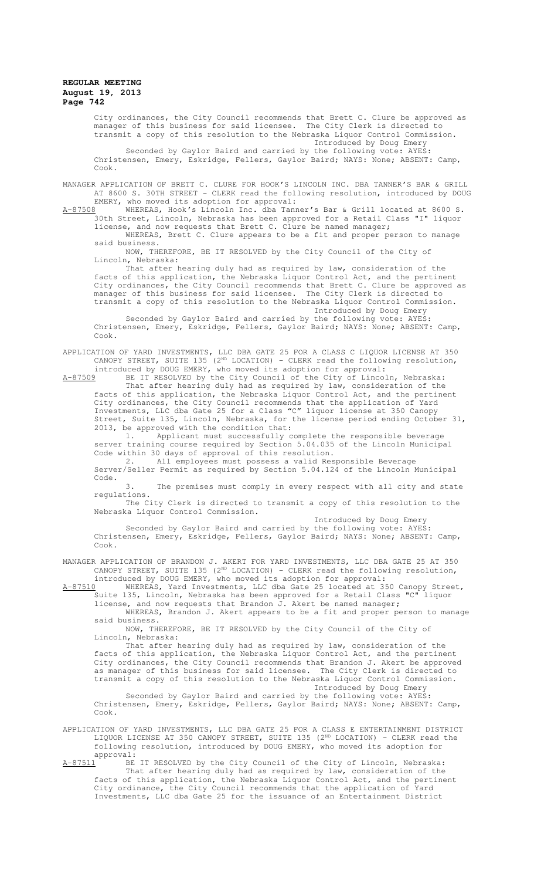City ordinances, the City Council recommends that Brett C. Clure be approved as manager of this business for said licensee. The City Clerk is directed to transmit a copy of this resolution to the Nebraska Liquor Control Commission.

Introduced by Doug Emery

Seconded by Gaylor Baird and carried by the following vote: AYES: Christensen, Emery, Eskridge, Fellers, Gaylor Baird; NAYS: None; ABSENT: Camp, Cook.

MANAGER APPLICATION OF BRETT C. CLURE FOR HOOK'S LINCOLN INC. DBA TANNER'S BAR & GRILL AT 8600 S. 30TH STREET - CLERK read the following resolution, introduced by DOUG EMERY, who moved its adoption for approval:

A-87508 WHEREAS, Hook's Lincoln Inc. dba Tanner's Bar & Grill located at 8600 S. 30th Street, Lincoln, Nebraska has been approved for a Retail Class "I" liquor license, and now requests that Brett C. Clure be named manager;

WHEREAS, Brett C. Clure appears to be a fit and proper person to manage said business.

NOW, THEREFORE, BE IT RESOLVED by the City Council of the City of Lincoln, Nebraska:

That after hearing duly had as required by law, consideration of the facts of this application, the Nebraska Liquor Control Act, and the pertinent City ordinances, the City Council recommends that Brett C. Clure be approved as manager of this business for said licensee. The City Clerk is directed to transmit a copy of this resolution to the Nebraska Liquor Control Commission.

Introduced by Doug Emery

Seconded by Gaylor Baird and carried by the following vote: AYES: Christensen, Emery, Eskridge, Fellers, Gaylor Baird; NAYS: None; ABSENT: Camp, Cook.

APPLICATION OF YARD INVESTMENTS, LLC DBA GATE 25 FOR A CLASS C LIQUOR LICENSE AT 350 CANOPY STREET, SUITE 135 (2ND LOCATION) - CLERK read the following resolution, introduced by DOUG EMERY, who moved its adoption for approval:

A-87509 BE IT RESOLVED by the City Council of the City of Lincoln, Nebraska:

That after hearing duly had as required by law, consideration of the facts of this application, the Nebraska Liquor Control Act, and the pertinent City ordinances, the City Council recommends that the application of Yard Investments, LLC dba Gate 25 for a Class "C" liquor license at 350 Canopy Street, Suite 135, Lincoln, Nebraska, for the license period ending October 31, 2013, be approved with the condition that:

1. Applicant must successfully complete the responsible beverage server training course required by Section 5.04.035 of the Lincoln Municipal Code within 30 days of approval of this resolution.
2. All employees must possess a valid Responsible Beverage Server/Seller Permit as required by Section 5.04.124 of the Lincoln Municipal Code.
3. The premises must comply in every respect with all city and state regulations.

The City Clerk is directed to transmit a copy of this resolution to the Nebraska Liquor Control Commission.

Introduced by Doug Emery

Seconded by Gaylor Baird and carried by the following vote: AYES: Christensen, Emery, Eskridge, Fellers, Gaylor Baird; NAYS: None; ABSENT: Camp, Cook.

MANAGER APPLICATION OF BRANDON J. AKERT FOR YARD INVESTMENTS, LLC DBA GATE 25 AT 350 CANOPY STREET, SUITE 135 (2ND LOCATION) - CLERK read the following resolution, introduced by DOUG EMERY, who moved its adoption for approval:

A-87510 WHEREAS, Yard Investments, LLC dba Gate 25 located at 350 Canopy Street, Suite 135, Lincoln, Nebraska has been approved for a Retail Class "C" liquor license, and now requests that Brandon J. Akert be named manager;

WHEREAS, Brandon J. Akert appears to be a fit and proper person to manage said business.

NOW, THEREFORE, BE IT RESOLVED by the City Council of the City of Lincoln, Nebraska:

That after hearing duly had as required by law, consideration of the facts of this application, the Nebraska Liquor Control Act, and the pertinent City ordinances, the City Council recommends that Brandon J. Akert be approved as manager of this business for said licensee. The City Clerk is directed to transmit a copy of this resolution to the Nebraska Liquor Control Commission.

Introduced by Doug Emery

Seconded by Gaylor Baird and carried by the following vote: AYES: Christensen, Emery, Eskridge, Fellers, Gaylor Baird; NAYS: None; ABSENT: Camp, Cook.

APPLICATION OF YARD INVESTMENTS, LLC DBA GATE 25 FOR A CLASS E ENTERTAINMENT DISTRICT LIQUOR LICENSE AT 350 CANOPY STREET, SUITE 135 (2ND LOCATION) - CLERK read the following resolution, introduced by DOUG EMERY, who moved its adoption for approval:

A-87511 BE IT RESOLVED by the City Council of the City of Lincoln, Nebraska:

That after hearing duly had as required by law, consideration of the facts of this application, the Nebraska Liquor Control Act, and the pertinent City ordinance, the City Council recommends that the application of Yard Investments, LLC dba Gate 25 for the issuance of an Entertainment District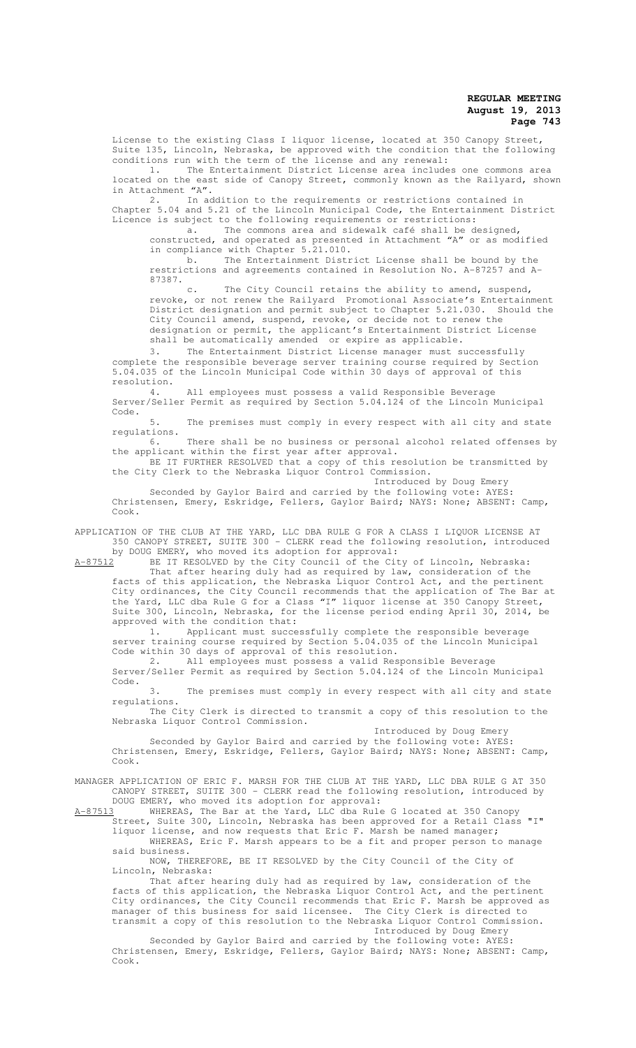License to the existing Class I liquor license, located at 350 Canopy Street, Suite 135, Lincoln, Nebraska, be approved with the condition that the following conditions run with the term of the license and any renewal:

1. The Entertainment District License area includes one commons area located on the east side of Canopy Street, commonly known as the Railyard, shown in Attachment "A".
2. In addition to the requirements or restrictions contained in Chapter 5.04 and 5.21 of the Lincoln Municipal Code, the Entertainment District Licence is subject to the following requirements or restrictions:
   a. The commons area and sidewalk café shall be designed, constructed, and operated as presented in Attachment "A" or as modified in compliance with Chapter 5.21.010.
   b. The Entertainment District License shall be bound by the restrictions and agreements contained in Resolution No. A-87257 and A-87387.
   c. The City Council retains the ability to amend, suspend, revoke, or not renew the Railyard Promotional Associate's Entertainment District designation and permit subject to Chapter 5.21.030. Should the City Council amend, suspend, revoke, or decide not to renew the designation or permit, the applicant's Entertainment District License shall be automatically amended or expire as applicable.
3. The Entertainment District License manager must successfully complete the responsible beverage server training course required by Section 5.04.035 of the Lincoln Municipal Code within 30 days of approval of this resolution.
4. All employees must possess a valid Responsible Beverage Server/Seller Permit as required by Section 5.04.124 of the Lincoln Municipal Code.
5. The premises must comply in every respect with all city and state regulations.
6. There shall be no business or personal alcohol related offenses by the applicant within the first year after approval.

BE IT FURTHER RESOLVED that a copy of this resolution be transmitted by the City Clerk to the Nebraska Liquor Control Commission.

Introduced by Doug Emery

Seconded by Gaylor Baird and carried by the following vote: AYES: Christensen, Emery, Eskridge, Fellers, Gaylor Baird; NAYS: None; ABSENT: Camp, Cook.

APPLICATION OF THE CLUB AT THE YARD, LLC DBA RULE G FOR A CLASS I LIQUOR LICENSE AT 350 CANOPY STREET, SUITE 300 - CLERK read the following resolution, introduced by DOUG EMERY, who moved its adoption for approval:

A-87512 BE IT RESOLVED by the City Council of the City of Lincoln, Nebraska:

That after hearing duly had as required by law, consideration of the facts of this application, the Nebraska Liquor Control Act, and the pertinent City ordinances, the City Council recommends that the application of The Bar at the Yard, LLC dba Rule G for a Class "I" liquor license at 350 Canopy Street, Suite 300, Lincoln, Nebraska, for the license period ending April 30, 2014, be approved with the condition that:

1. Applicant must successfully complete the responsible beverage server training course required by Section 5.04.035 of the Lincoln Municipal Code within 30 days of approval of this resolution.
2. All employees must possess a valid Responsible Beverage Server/Seller Permit as required by Section 5.04.124 of the Lincoln Municipal Code.
3. The premises must comply in every respect with all city and state regulations.

The City Clerk is directed to transmit a copy of this resolution to the Nebraska Liquor Control Commission.

Introduced by Doug Emery

Seconded by Gaylor Baird and carried by the following vote: AYES: Christensen, Emery, Eskridge, Fellers, Gaylor Baird; NAYS: None; ABSENT: Camp, Cook.

MANAGER APPLICATION OF ERIC F. MARSH FOR THE CLUB AT THE YARD, LLC DBA RULE G AT 350 CANOPY STREET, SUITE 300 - CLERK read the following resolution, introduced by DOUG EMERY, who moved its adoption for approval:

A-87513 WHEREAS, The Bar at the Yard, LLC dba Rule G located at 350 Canopy Street, Suite 300, Lincoln, Nebraska has been approved for a Retail Class "I" liquor license, and now requests that Eric F. Marsh be named manager;

WHEREAS, Eric F. Marsh appears to be a fit and proper person to manage said business.

NOW, THEREFORE, BE IT RESOLVED by the City Council of the City of Lincoln, Nebraska:

That after hearing duly had as required by law, consideration of the facts of this application, the Nebraska Liquor Control Act, and the pertinent City ordinances, the City Council recommends that Eric F. Marsh be approved as manager of this business for said licensee. The City Clerk is directed to transmit a copy of this resolution to the Nebraska Liquor Control Commission.

Introduced by Doug Emery

Seconded by Gaylor Baird and carried by the following vote: AYES: Christensen, Emery, Eskridge, Fellers, Gaylor Baird; NAYS: None; ABSENT: Camp, Cook.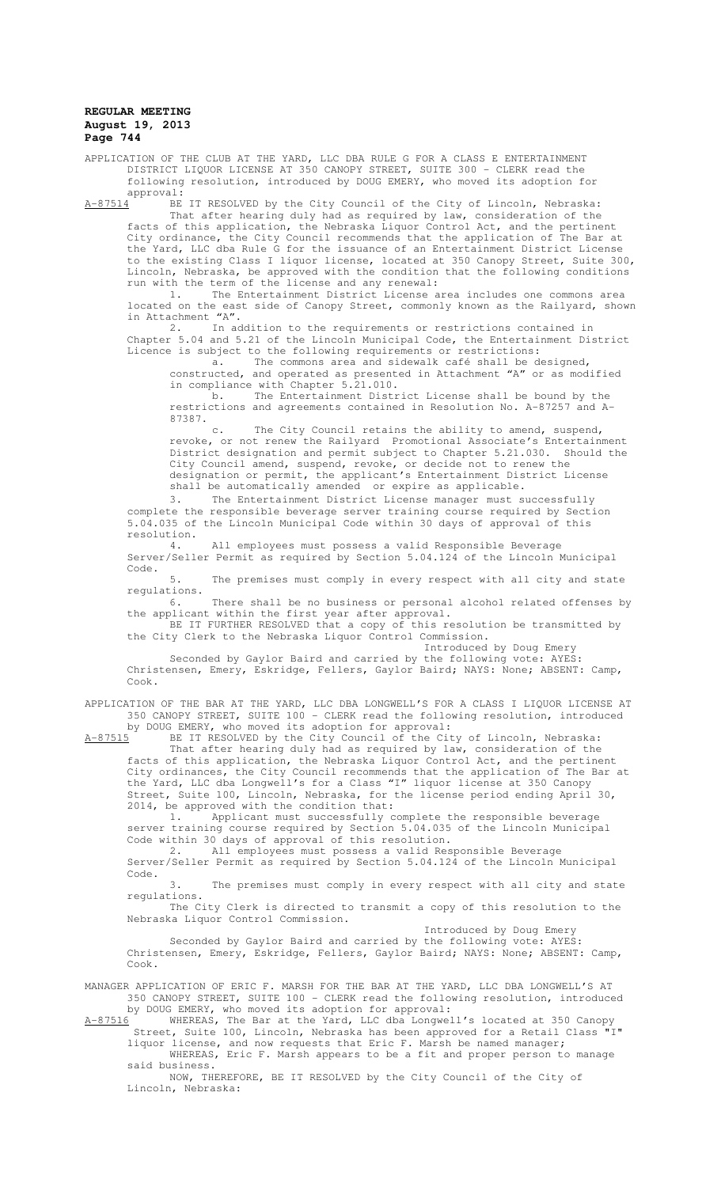APPLICATION OF THE CLUB AT THE YARD, LLC DBA RULE G FOR A CLASS E ENTERTAINMENT DISTRICT LIQUOR LICENSE AT 350 CANOPY STREET, SUITE 300 - CLERK read the following resolution, introduced by DOUG EMERY, who moved its adoption for approval:

A-87514 BE IT RESOLVED by the City Council of the City of Lincoln, Nebraska:

That after hearing duly had as required by law, consideration of the facts of this application, the Nebraska Liquor Control Act, and the pertinent City ordinance, the City Council recommends that the application of The Bar at the Yard, LLC dba Rule G for the issuance of an Entertainment District License to the existing Class I liquor license, located at 350 Canopy Street, Suite 300, Lincoln, Nebraska, be approved with the condition that the following conditions run with the term of the license and any renewal:

1. The Entertainment District License area includes one commons area located on the east side of Canopy Street, commonly known as the Railyard, shown in Attachment "A".

2. In addition to the requirements or restrictions contained in Chapter 5.04 and 5.21 of the Lincoln Municipal Code, the Entertainment District Licence is subject to the following requirements or restrictions:

a. The commons area and sidewalk café shall be designed, constructed, and operated as presented in Attachment "A" or as modified in compliance with Chapter 5.21.010.

b. The Entertainment District License shall be bound by the restrictions and agreements contained in Resolution No. A-87257 and A-87387.

c. The City Council retains the ability to amend, suspend, revoke, or not renew the Railyard Promotional Associate's Entertainment District designation and permit subject to Chapter 5.21.030. Should the City Council amend, suspend, revoke, or decide not to renew the designation or permit, the applicant's Entertainment District License shall be automatically amended or expire as applicable.

3. The Entertainment District License manager must successfully complete the responsible beverage server training course required by Section 5.04.035 of the Lincoln Municipal Code within 30 days of approval of this resolution.

4. All employees must possess a valid Responsible Beverage Server/Seller Permit as required by Section 5.04.124 of the Lincoln Municipal Code.

5. The premises must comply in every respect with all city and state regulations.

6. There shall be no business or personal alcohol related offenses by the applicant within the first year after approval.

BE IT FURTHER RESOLVED that a copy of this resolution be transmitted by the City Clerk to the Nebraska Liquor Control Commission.

Introduced by Doug Emery

Seconded by Gaylor Baird and carried by the following vote: AYES: Christensen, Emery, Eskridge, Fellers, Gaylor Baird; NAYS: None; ABSENT: Camp, Cook.

APPLICATION OF THE BAR AT THE YARD, LLC DBA LONGWELL'S FOR A CLASS I LIQUOR LICENSE AT 350 CANOPY STREET, SUITE 100 - CLERK read the following resolution, introduced by DOUG EMERY, who moved its adoption for approval:

A-87515 BE IT RESOLVED by the City Council of the City of Lincoln, Nebraska:

That after hearing duly had as required by law, consideration of the facts of this application, the Nebraska Liquor Control Act, and the pertinent City ordinances, the City Council recommends that the application of The Bar at the Yard, LLC dba Longwell's for a Class "I" liquor license at 350 Canopy Street, Suite 100, Lincoln, Nebraska, for the license period ending April 30, 2014, be approved with the condition that:

1. Applicant must successfully complete the responsible beverage server training course required by Section 5.04.035 of the Lincoln Municipal Code within 30 days of approval of this resolution.

2. All employees must possess a valid Responsible Beverage Server/Seller Permit as required by Section 5.04.124 of the Lincoln Municipal Code.

3. The premises must comply in every respect with all city and state regulations.

The City Clerk is directed to transmit a copy of this resolution to the Nebraska Liquor Control Commission.

Introduced by Doug Emery

Seconded by Gaylor Baird and carried by the following vote: AYES: Christensen, Emery, Eskridge, Fellers, Gaylor Baird; NAYS: None; ABSENT: Camp, Cook.

MANAGER APPLICATION OF ERIC F. MARSH FOR THE BAR AT THE YARD, LLC DBA LONGWELL'S AT 350 CANOPY STREET, SUITE 100 - CLERK read the following resolution, introduced by DOUG EMERY, who moved its adoption for approval:

A-87516 WHEREAS, The Bar at the Yard, LLC dba Longwell's located at 350 Canopy Street, Suite 100, Lincoln, Nebraska has been approved for a Retail Class "I" liquor license, and now requests that Eric F. Marsh be named manager;

WHEREAS, Eric F. Marsh appears to be a fit and proper person to manage said business.

NOW, THEREFORE, BE IT RESOLVED by the City Council of the City of Lincoln, Nebraska: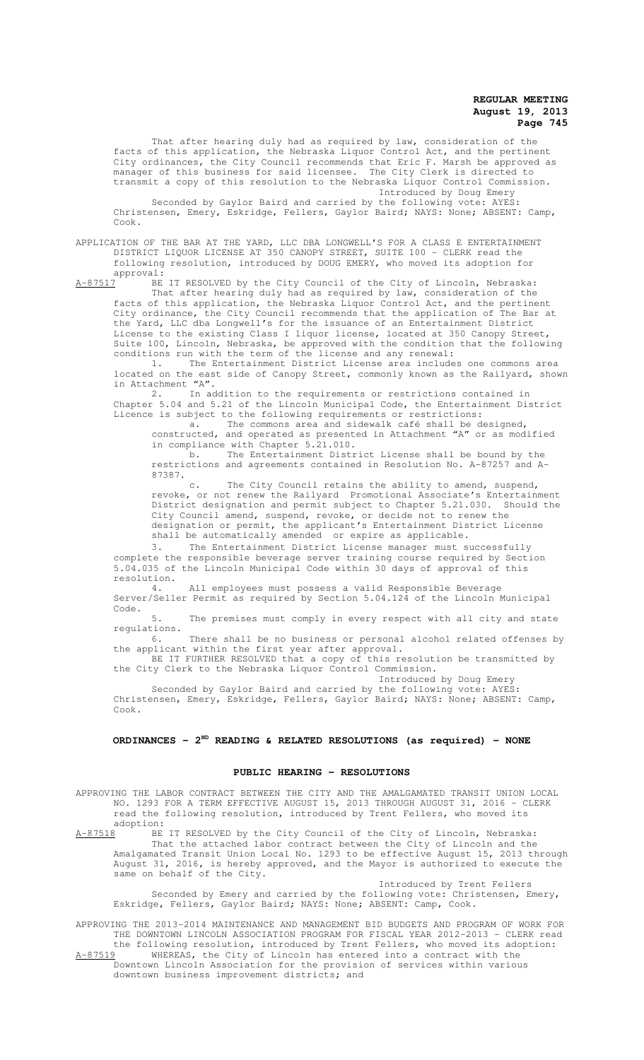That after hearing duly had as required by law, consideration of the facts of this application, the Nebraska Liquor Control Act, and the pertinent City ordinances, the City Council recommends that Eric F. Marsh be approved as manager of this business for said licensee. The City Clerk is directed to transmit a copy of this resolution to the Nebraska Liquor Control Commission.

Introduced by Doug Emery

Seconded by Gaylor Baird and carried by the following vote: AYES: Christensen, Emery, Eskridge, Fellers, Gaylor Baird; NAYS: None; ABSENT: Camp, Cook.

APPLICATION OF THE BAR AT THE YARD, LLC DBA LONGWELL'S FOR A CLASS E ENTERTAINMENT DISTRICT LIQUOR LICENSE AT 350 CANOPY STREET, SUITE 100 - CLERK read the following resolution, introduced by DOUG EMERY, who moved its adoption for approval:

A-87517 BE IT RESOLVED by the City Council of the City of Lincoln, Nebraska:

That after hearing duly had as required by law, consideration of the facts of this application, the Nebraska Liquor Control Act, and the pertinent City ordinance, the City Council recommends that the application of The Bar at the Yard, LLC dba Longwell's for the issuance of an Entertainment District License to the existing Class I liquor license, located at 350 Canopy Street, Suite 100, Lincoln, Nebraska, be approved with the condition that the following conditions run with the term of the license and any renewal:

1. The Entertainment District License area includes one commons area located on the east side of Canopy Street, commonly known as the Railyard, shown in Attachment "A".

2. In addition to the requirements or restrictions contained in Chapter 5.04 and 5.21 of the Lincoln Municipal Code, the Entertainment District Licence is subject to the following requirements or restrictions:

a. The commons area and sidewalk café shall be designed, constructed, and operated as presented in Attachment "A" or as modified in compliance with Chapter 5.21.010.

b. The Entertainment District License shall be bound by the restrictions and agreements contained in Resolution No. A-87257 and A-87387.

c. The City Council retains the ability to amend, suspend, revoke, or not renew the Railyard Promotional Associate's Entertainment District designation and permit subject to Chapter 5.21.030. Should the City Council amend, suspend, revoke, or decide not to renew the designation or permit, the applicant's Entertainment District License shall be automatically amended or expire as applicable.

3. The Entertainment District License manager must successfully complete the responsible beverage server training course required by Section 5.04.035 of the Lincoln Municipal Code within 30 days of approval of this resolution.

4. All employees must possess a valid Responsible Beverage Server/Seller Permit as required by Section 5.04.124 of the Lincoln Municipal Code.

5. The premises must comply in every respect with all city and state regulations.

6. There shall be no business or personal alcohol related offenses by the applicant within the first year after approval.

BE IT FURTHER RESOLVED that a copy of this resolution be transmitted by the City Clerk to the Nebraska Liquor Control Commission.

Introduced by Doug Emery

Seconded by Gaylor Baird and carried by the following vote: AYES: Christensen, Emery, Eskridge, Fellers, Gaylor Baird; NAYS: None; ABSENT: Camp, Cook.

## ORDINANCES - 2ND READING & RELATED RESOLUTIONS (as required) - NONE

## PUBLIC HEARING - RESOLUTIONS

APPROVING THE LABOR CONTRACT BETWEEN THE CITY AND THE AMALGAMATED TRANSIT UNION LOCAL NO. 1293 FOR A TERM EFFECTIVE AUGUST 15, 2013 THROUGH AUGUST 31, 2016 - CLERK read the following resolution, introduced by Trent Fellers, who moved its adoption:

A-87518 BE IT RESOLVED by the City Council of the City of Lincoln, Nebraska:

That the attached labor contract between the City of Lincoln and the Amalgamated Transit Union Local No. 1293 to be effective August 15, 2013 through August 31, 2016, is hereby approved, and the Mayor is authorized to execute the same on behalf of the City.

Introduced by Trent Fellers

Seconded by Emery and carried by the following vote: Christensen, Emery, Eskridge, Fellers, Gaylor Baird; NAYS: None; ABSENT: Camp, Cook.

APPROVING THE 2013-2014 MAINTENANCE AND MANAGEMENT BID BUDGETS AND PROGRAM OF WORK FOR THE DOWNTOWN LINCOLN ASSOCIATION PROGRAM FOR FISCAL YEAR 2012-2013 - CLERK read the following resolution, introduced by Trent Fellers, who moved its adoption:

A-87519 WHEREAS, the City of Lincoln has entered into a contract with the Downtown Lincoln Association for the provision of services within various downtown business improvement districts; and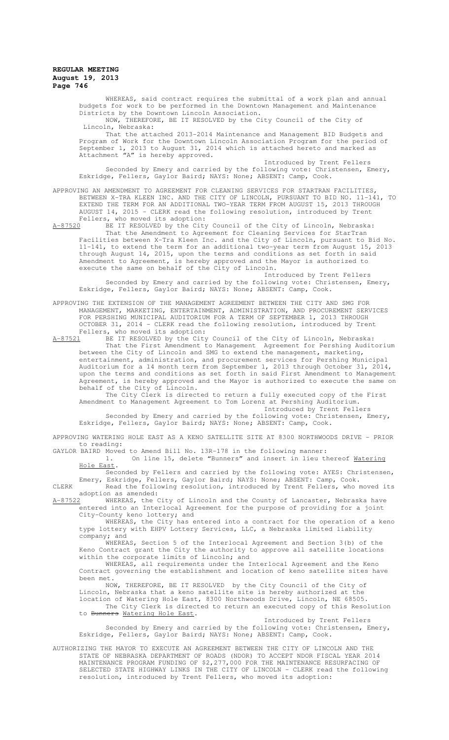WHEREAS, said contract requires the submittal of a work plan and annual budgets for work to be performed in the Downtown Management and Maintenance Districts by the Downtown Lincoln Association.

NOW, THEREFORE, BE IT RESOLVED by the City Council of the City of Lincoln, Nebraska:

That the attached 2013-2014 Maintenance and Management BID Budgets and Program of Work for the Downtown Lincoln Association Program for the period of September 1, 2013 to August 31, 2014 which is attached hereto and marked as Attachment "A" is hereby approved.

Introduced by Trent Fellers

Seconded by Emery and carried by the following vote: Christensen, Emery, Eskridge, Fellers, Gaylor Baird; NAYS: None; ABSENT: Camp, Cook.

APPROVING AN AMENDMENT TO AGREEMENT FOR CLEANING SERVICES FOR STARTRAN FACILITIES, BETWEEN X-TRA KLEEN INC. AND THE CITY OF LINCOLN, PURSUANT TO BID NO. 11-141, TO EXTEND THE TERM FOR AN ADDITIONAL TWO-YEAR TERM FROM AUGUST 15, 2013 THROUGH AUGUST 14, 2015 - CLERK read the following resolution, introduced by Trent Fellers, who moved its adoption:

A-87520 BE IT RESOLVED by the City Council of the City of Lincoln, Nebraska:

That the Amendment to Agreement for Cleaning Services for StarTran Facilities between X-Tra Kleen Inc. and the City of Lincoln, pursuant to Bid No. 11-141, to extend the term for an additional two-year term from August 15, 2013 through August 14, 2015, upon the terms and conditions as set forth in said Amendment to Agreement, is hereby approved and the Mayor is authorized to execute the same on behalf of the City of Lincoln.

Introduced by Trent Fellers

Seconded by Emery and carried by the following vote: Christensen, Emery, Eskridge, Fellers, Gaylor Baird; NAYS: None; ABSENT: Camp, Cook.

APPROVING THE EXTENSION OF THE MANAGEMENT AGREEMENT BETWEEN THE CITY AND SMG FOR MANAGEMENT, MARKETING, ENTERTAINMENT, ADMINISTRATION, AND PROCUREMENT SERVICES FOR PERSHING MUNICIPAL AUDITORIUM FOR A TERM OF SEPTEMBER 1, 2013 THROUGH OCTOBER 31, 2014 - CLERK read the following resolution, introduced by Trent Fellers, who moved its adoption:

A-87521 BE IT RESOLVED by the City Council of the City of Lincoln, Nebraska:

That the First Amendment to Management Agreement for Pershing Auditorium between the City of Lincoln and SMG to extend the management, marketing, entertainment, administration, and procurement services for Pershing Municipal Auditorium for a 14 month term from September 1, 2013 through October 31, 2014, upon the terms and conditions as set forth in said First Amendment to Management Agreement, is hereby approved and the Mayor is authorized to execute the same on behalf of the City of Lincoln.

The City Clerk is directed to return a fully executed copy of the First Amendment to Management Agreement to Tom Lorenz at Pershing Auditorium.

Introduced by Trent Fellers

Seconded by Emery and carried by the following vote: Christensen, Emery, Eskridge, Fellers, Gaylor Baird; NAYS: None; ABSENT: Camp, Cook.

APPROVING WATERING HOLE EAST AS A KENO SATELLITE SITE AT 8300 NORTHWOODS DRIVE - PRIOR to reading:

GAYLOR BAIRD Moved to Amend Bill No. 13R-178 in the following manner:

1. On line 15, delete "Bunners" and insert in lieu thereof Watering Hole East.

Seconded by Fellers and carried by the following vote: AYES: Christensen, Emery, Eskridge, Fellers, Gaylor Baird; NAYS: None; ABSENT: Camp, Cook.

CLERK Read the following resolution, introduced by Trent Fellers, who moved its adoption as amended:

A-87522 WHEREAS, the City of Lincoln and the County of Lancaster, Nebraska have entered into an Interlocal Agreement for the purpose of providing for a joint City-County keno lottery; and

WHEREAS, the City has entered into a contract for the operation of a keno type lottery with EHPV Lottery Services, LLC, a Nebraska limited liability company; and

WHEREAS, Section 5 of the Interlocal Agreement and Section 3(b) of the Keno Contract grant the City the authority to approve all satellite locations within the corporate limits of Lincoln; and

WHEREAS, all requirements under the Interlocal Agreement and the Keno Contract governing the establishment and location of keno satellite sites have been met.

NOW, THEREFORE, BE IT RESOLVED by the City Council of the City of Lincoln, Nebraska that a keno satellite site is hereby authorized at the location of Watering Hole East, 8300 Northwoods Drive, Lincoln, NE 68505.

The City Clerk is directed to return an executed copy of this Resolution to ~~Bunners~~ Watering Hole East.

Introduced by Trent Fellers

Seconded by Emery and carried by the following vote: Christensen, Emery, Eskridge, Fellers, Gaylor Baird; NAYS: None; ABSENT: Camp, Cook.

AUTHORIZING THE MAYOR TO EXECUTE AN AGREEMENT BETWEEN THE CITY OF LINCOLN AND THE STATE OF NEBRASKA DEPARTMENT OF ROADS (NDOR) TO ACCEPT NDOR FISCAL YEAR 2014 MAINTENANCE PROGRAM FUNDING OF $2,277,000 FOR THE MAINTENANCE RESURFACING OF SELECTED STATE HIGHWAY LINKS IN THE CITY OF LINCOLN - CLERK read the following resolution, introduced by Trent Fellers, who moved its adoption: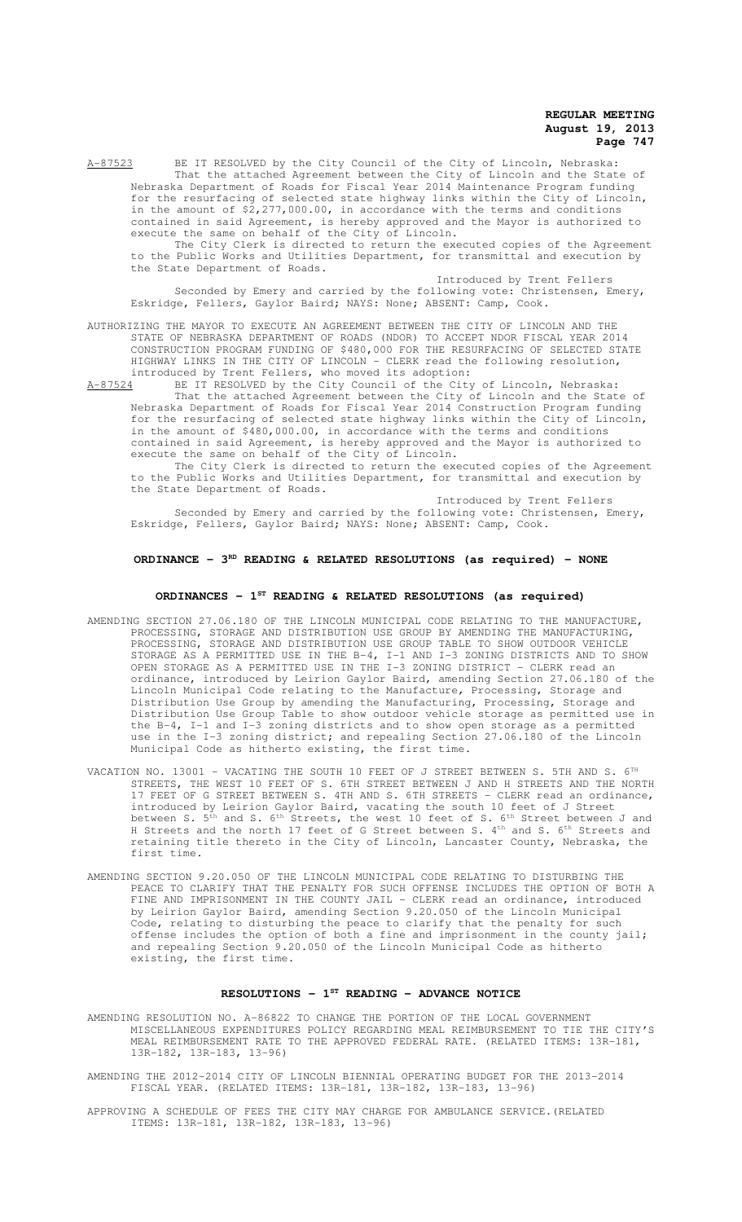A-87523 BE IT RESOLVED by the City Council of the City of Lincoln, Nebraska:

That the attached Agreement between the City of Lincoln and the State of Nebraska Department of Roads for Fiscal Year 2014 Maintenance Program funding for the resurfacing of selected state highway links within the City of Lincoln, in the amount of $2,277,000.00, in accordance with the terms and conditions contained in said Agreement, is hereby approved and the Mayor is authorized to execute the same on behalf of the City of Lincoln.

The City Clerk is directed to return the executed copies of the Agreement to the Public Works and Utilities Department, for transmittal and execution by the State Department of Roads.

Introduced by Trent Fellers

Seconded by Emery and carried by the following vote: Christensen, Emery, Eskridge, Fellers, Gaylor Baird; NAYS: None; ABSENT: Camp, Cook.

AUTHORIZING THE MAYOR TO EXECUTE AN AGREEMENT BETWEEN THE CITY OF LINCOLN AND THE STATE OF NEBRASKA DEPARTMENT OF ROADS (NDOR) TO ACCEPT NDOR FISCAL YEAR 2014 CONSTRUCTION PROGRAM FUNDING OF $480,000 FOR THE RESURFACING OF SELECTED STATE HIGHWAY LINKS IN THE CITY OF LINCOLN - CLERK read the following resolution, introduced by Trent Fellers, who moved its adoption:

A-87524 BE IT RESOLVED by the City Council of the City of Lincoln, Nebraska:

That the attached Agreement between the City of Lincoln and the State of Nebraska Department of Roads for Fiscal Year 2014 Construction Program funding for the resurfacing of selected state highway links within the City of Lincoln, in the amount of $480,000.00, in accordance with the terms and conditions contained in said Agreement, is hereby approved and the Mayor is authorized to execute the same on behalf of the City of Lincoln.

The City Clerk is directed to return the executed copies of the Agreement to the Public Works and Utilities Department, for transmittal and execution by the State Department of Roads.

Introduced by Trent Fellers

Seconded by Emery and carried by the following vote: Christensen, Emery, Eskridge, Fellers, Gaylor Baird; NAYS: None; ABSENT: Camp, Cook.

## ORDINANCE - 3RD READING & RELATED RESOLUTIONS (as required) - NONE

## ORDINANCES - 1ST READING & RELATED RESOLUTIONS (as required)

AMENDING SECTION 27.06.180 OF THE LINCOLN MUNICIPAL CODE RELATING TO THE MANUFACTURE, PROCESSING, STORAGE AND DISTRIBUTION USE GROUP BY AMENDING THE MANUFACTURING, PROCESSING, STORAGE AND DISTRIBUTION USE GROUP TABLE TO SHOW OUTDOOR VEHICLE STORAGE AS A PERMITTED USE IN THE B-4, I-1 AND I-3 ZONING DISTRICTS AND TO SHOW OPEN STORAGE AS A PERMITTED USE IN THE I-3 ZONING DISTRICT - CLERK read an ordinance, introduced by Leirion Gaylor Baird, amending Section 27.06.180 of the Lincoln Municipal Code relating to the Manufacture, Processing, Storage and Distribution Use Group by amending the Manufacturing, Processing, Storage and Distribution Use Group Table to show outdoor vehicle storage as permitted use in the B-4, I-1 and I-3 zoning districts and to show open storage as a permitted use in the I-3 zoning district; and repealing Section 27.06.180 of the Lincoln Municipal Code as hitherto existing, the first time.

VACATION NO. 13001 - VACATING THE SOUTH 10 FEET OF J STREET BETWEEN S. 5TH AND S. 6TH STREETS, THE WEST 10 FEET OF S. 6TH STREET BETWEEN J AND H STREETS AND THE NORTH 17 FEET OF G STREET BETWEEN S. 4TH AND S. 6TH STREETS - CLERK read an ordinance, introduced by Leirion Gaylor Baird, vacating the south 10 feet of J Street between S. 5th and S. 6th Streets, the west 10 feet of S. 6th Street between J and H Streets and the north 17 feet of G Street between S. 4th and S. 6th Streets and retaining title thereto in the City of Lincoln, Lancaster County, Nebraska, the first time.

AMENDING SECTION 9.20.050 OF THE LINCOLN MUNICIPAL CODE RELATING TO DISTURBING THE PEACE TO CLARIFY THAT THE PENALTY FOR SUCH OFFENSE INCLUDES THE OPTION OF BOTH A FINE AND IMPRISONMENT IN THE COUNTY JAIL - CLERK read an ordinance, introduced by Leirion Gaylor Baird, amending Section 9.20.050 of the Lincoln Municipal Code, relating to disturbing the peace to clarify that the penalty for such offense includes the option of both a fine and imprisonment in the county jail; and repealing Section 9.20.050 of the Lincoln Municipal Code as hitherto existing, the first time.

## RESOLUTIONS - 1ST READING - ADVANCE NOTICE

AMENDING RESOLUTION NO. A-86822 TO CHANGE THE PORTION OF THE LOCAL GOVERNMENT MISCELLANEOUS EXPENDITURES POLICY REGARDING MEAL REIMBURSEMENT TO TIE THE CITY'S MEAL REIMBURSEMENT RATE TO THE APPROVED FEDERAL RATE. (RELATED ITEMS: 13R-181, 13R-182, 13R-183, 13-96)

AMENDING THE 2012-2014 CITY OF LINCOLN BIENNIAL OPERATING BUDGET FOR THE 2013-2014 FISCAL YEAR. (RELATED ITEMS: 13R-181, 13R-182, 13R-183, 13-96)

APPROVING A SCHEDULE OF FEES THE CITY MAY CHARGE FOR AMBULANCE SERVICE.(RELATED ITEMS: 13R-181, 13R-182, 13R-183, 13-96)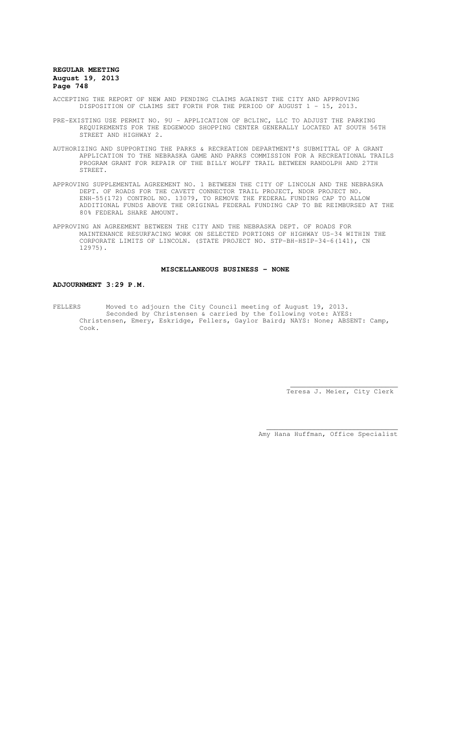ACCEPTING THE REPORT OF NEW AND PENDING CLAIMS AGAINST THE CITY AND APPROVING DISPOSITION OF CLAIMS SET FORTH FOR THE PERIOD OF AUGUST 1 - 15, 2013.

PRE-EXISTING USE PERMIT NO. 9U - APPLICATION OF BCLINC, LLC TO ADJUST THE PARKING REQUIREMENTS FOR THE EDGEWOOD SHOPPING CENTER GENERALLY LOCATED AT SOUTH 56TH STREET AND HIGHWAY 2.

AUTHORIZING AND SUPPORTING THE PARKS & RECREATION DEPARTMENT'S SUBMITTAL OF A GRANT APPLICATION TO THE NEBRASKA GAME AND PARKS COMMISSION FOR A RECREATIONAL TRAILS PROGRAM GRANT FOR REPAIR OF THE BILLY WOLFF TRAIL BETWEEN RANDOLPH AND 27TH STREET.

APPROVING SUPPLEMENTAL AGREEMENT NO. 1 BETWEEN THE CITY OF LINCOLN AND THE NEBRASKA DEPT. OF ROADS FOR THE CAVETT CONNECTOR TRAIL PROJECT, NDOR PROJECT NO. ENH-55(172) CONTROL NO. 13079, TO REMOVE THE FEDERAL FUNDING CAP TO ALLOW ADDITIONAL FUNDS ABOVE THE ORIGINAL FEDERAL FUNDING CAP TO BE REIMBURSED AT THE 80% FEDERAL SHARE AMOUNT.

APPROVING AN AGREEMENT BETWEEN THE CITY AND THE NEBRASKA DEPT. OF ROADS FOR MAINTENANCE RESURFACING WORK ON SELECTED PORTIONS OF HIGHWAY US-34 WITHIN THE CORPORATE LIMITS OF LINCOLN. (STATE PROJECT NO. STP-BH-HSIP-34-6(141), CN 12975).

## MISCELLANEOUS BUSINESS - NONE

## ADJOURNMENT 3:29 P.M.

FELLERS Moved to adjourn the City Council meeting of August 19, 2013. Seconded by Christensen & carried by the following vote: AYES: Christensen, Emery, Eskridge, Fellers, Gaylor Baird; NAYS: None; ABSENT: Camp, Cook.

Teresa J. Meier, City Clerk

Amy Hana Huffman, Office Specialist